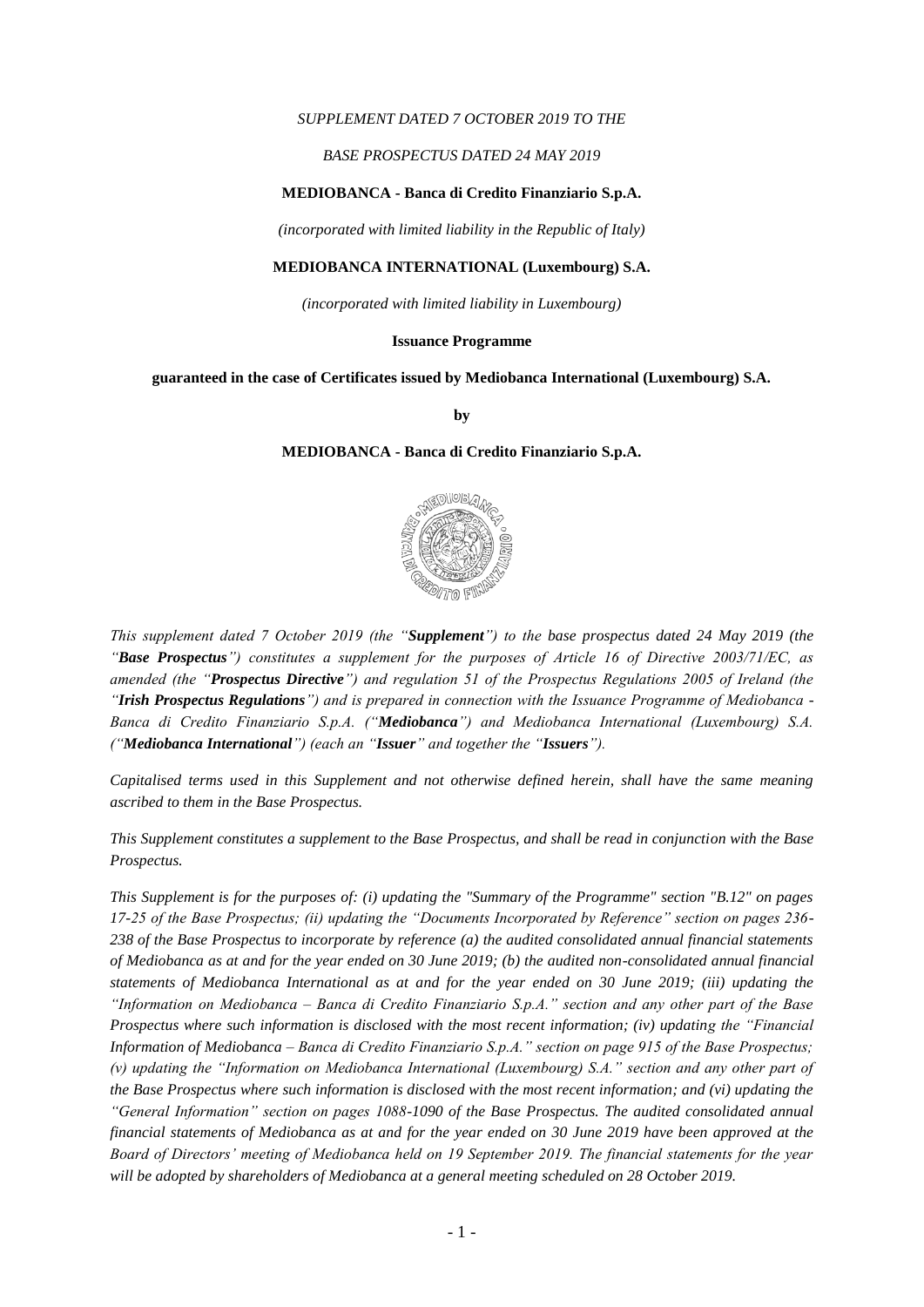*SUPPLEMENT DATED 7 OCTOBER 2019 TO THE*

*BASE PROSPECTUS DATED 24 MAY 2019*

**MEDIOBANCA - Banca di Credito Finanziario S.p.A.**

*(incorporated with limited liability in the Republic of Italy)*

**MEDIOBANCA INTERNATIONAL (Luxembourg) S.A.**

*(incorporated with limited liability in Luxembourg)*

**Issuance Programme**

**guaranteed in the case of Certificates issued by Mediobanca International (Luxembourg) S.A.**

**by**

**MEDIOBANCA - Banca di Credito Finanziario S.p.A.**

*This supplement dated 7 October 2019 (the "**Supplement**") to the base prospectus dated 24 May 2019 (the "**Base Prospectus**") constitutes a supplement for the purposes of Article 16 of Directive 2003/71/EC, as amended (the "**Prospectus Directive**") and regulation 51 of the Prospectus Regulations 2005 of Ireland (the "**Irish Prospectus Regulations**") and is prepared in connection with the Issuance Programme of Mediobanca - Banca di Credito Finanziario S.p.A. ("**Mediobanca**") and Mediobanca International (Luxembourg) S.A. ("**Mediobanca International**") (each an "**Issuer**" and together the "**Issuers**").*

*Capitalised terms used in this Supplement and not otherwise defined herein, shall have the same meaning ascribed to them in the Base Prospectus.*

*This Supplement constitutes a supplement to the Base Prospectus, and shall be read in conjunction with the Base Prospectus.*

*This Supplement is for the purposes of: (i) updating the "Summary of the Programme" section "B.12" on pages 17-25 of the Base Prospectus; (ii) updating the "Documents Incorporated by Reference" section on pages 236-238 of the Base Prospectus to incorporate by reference (a) the audited consolidated annual financial statements of Mediobanca as at and for the year ended on 30 June 2019; (b) the audited non-consolidated annual financial statements of Mediobanca International as at and for the year ended on 30 June 2019; (iii) updating the "Information on Mediobanca – Banca di Credito Finanziario S.p.A." section and any other part of the Base Prospectus where such information is disclosed with the most recent information; (iv) updating the "Financial Information of Mediobanca – Banca di Credito Finanziario S.p.A." section on page 915 of the Base Prospectus; (v) updating the "Information on Mediobanca International (Luxembourg) S.A." section and any other part of the Base Prospectus where such information is disclosed with the most recent information; and (vi) updating the "General Information" section on pages 1088-1090 of the Base Prospectus. The audited consolidated annual financial statements of Mediobanca as at and for the year ended on 30 June 2019 have been approved at the Board of Directors' meeting of Mediobanca held on 19 September 2019. The financial statements for the year will be adopted by shareholders of Mediobanca at a general meeting scheduled on 28 October 2019.*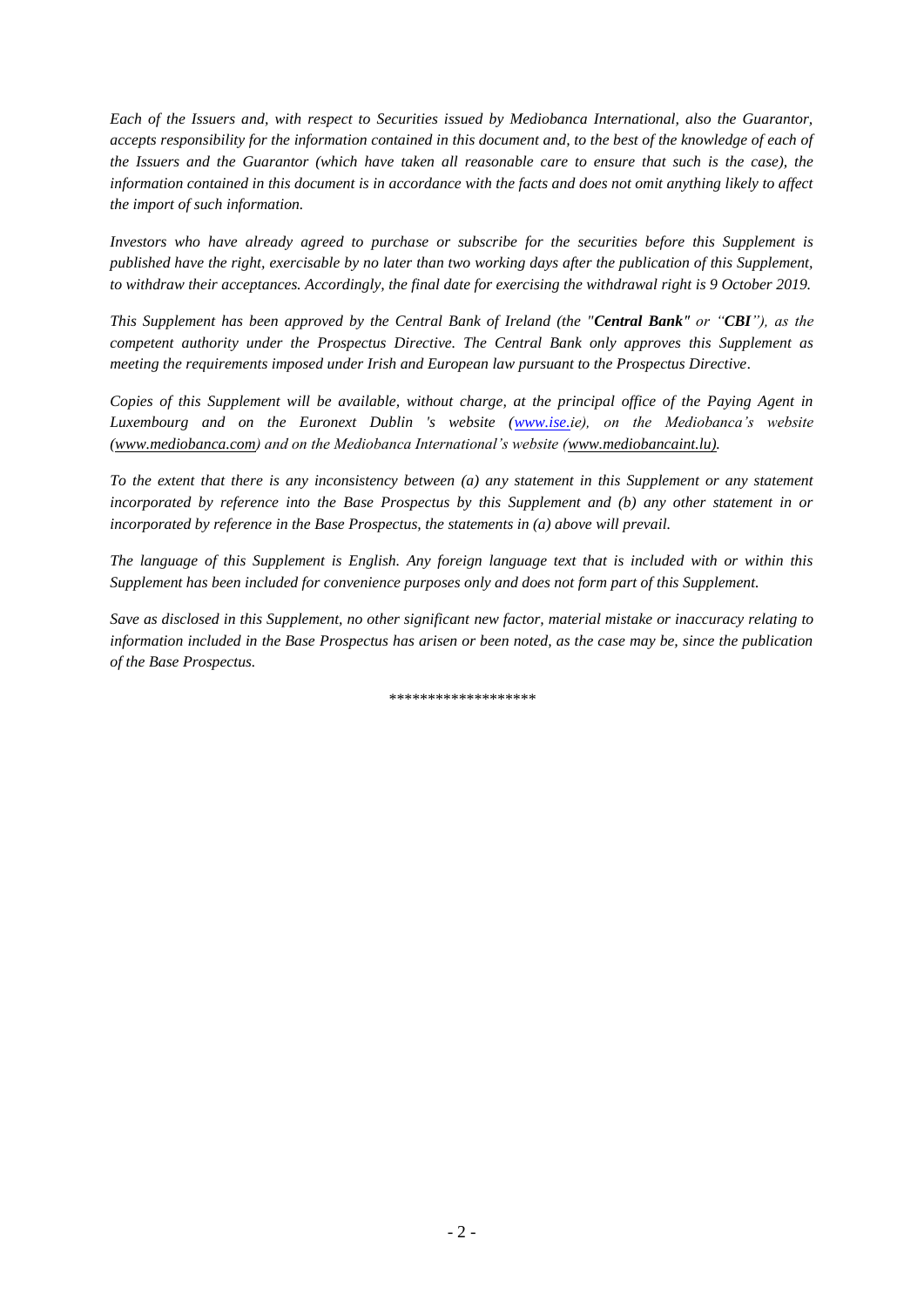*Each of the Issuers and, with respect to Securities issued by Mediobanca International, also the Guarantor, accepts responsibility for the information contained in this document and, to the best of the knowledge of each of the Issuers and the Guarantor (which have taken all reasonable care to ensure that such is the case), the information contained in this document is in accordance with the facts and does not omit anything likely to affect the import of such information.*

*Investors who have already agreed to purchase or subscribe for the securities before this Supplement is published have the right, exercisable by no later than two working days after the publication of this Supplement, to withdraw their acceptances. Accordingly, the final date for exercising the withdrawal right is 9 October 2019.*

*This Supplement has been approved by the Central Bank of Ireland (the "**Central Bank**" or "**CBI**"), as the competent authority under the Prospectus Directive. The Central Bank only approves this Supplement as meeting the requirements imposed under Irish and European law pursuant to the Prospectus Directive.*

*Copies of this Supplement will be available, without charge, at the principal office of the Paying Agent in Luxembourg and on the Euronext Dublin 's website (www.ise.ie), on the Mediobanca's website (www.mediobanca.com) and on the Mediobanca International's website (www.mediobancaint.lu).*

*To the extent that there is any inconsistency between (a) any statement in this Supplement or any statement incorporated by reference into the Base Prospectus by this Supplement and (b) any other statement in or incorporated by reference in the Base Prospectus, the statements in (a) above will prevail.*

*The language of this Supplement is English. Any foreign language text that is included with or within this Supplement has been included for convenience purposes only and does not form part of this Supplement.*

*Save as disclosed in this Supplement, no other significant new factor, material mistake or inaccuracy relating to information included in the Base Prospectus has arisen or been noted, as the case may be, since the publication of the Base Prospectus.*

*******************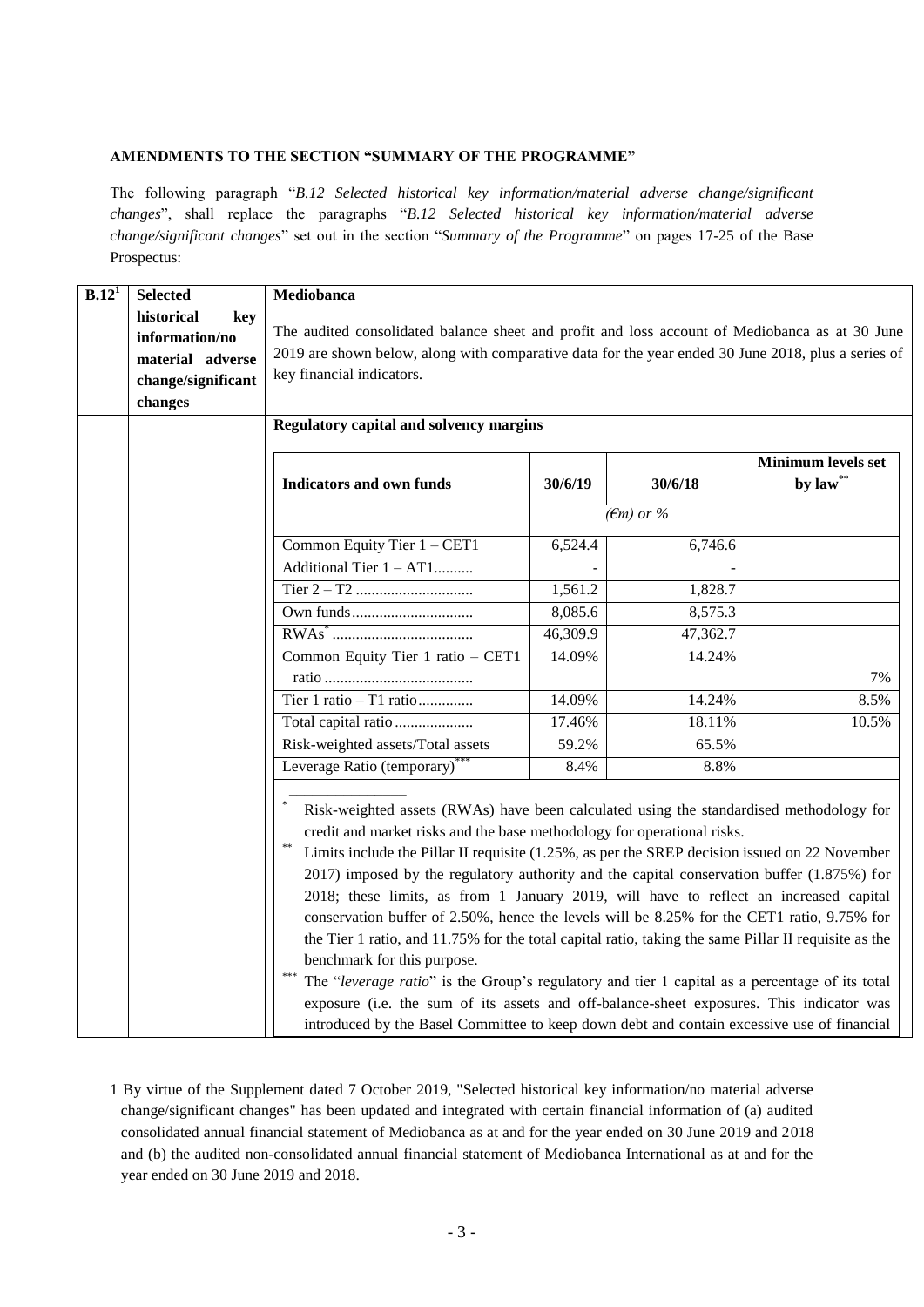**AMENDMENTS TO THE SECTION "SUMMARY OF THE PROGRAMME"**

The following paragraph "*B.12 Selected historical key information/material adverse change/significant changes*", shall replace the paragraphs "*B.12 Selected historical key information/material adverse change/significant changes*" set out in the section "*Summary of the Programme*" on pages 17-25 of the Base Prospectus:

| B.12[1] | Selected historical key information/no material adverse change/significant changes | **Mediobanca**<br><br>The audited consolidated balance sheet and profit and loss account of Mediobanca as at 30 June 2019 are shown below, along with comparative data for the year ended 30 June 2018, plus a series of key financial indicators. |
|---|---|---|

**Regulatory capital and solvency margins**

| Indicators and own funds | 30/6/19 | 30/6/18 | Minimum levels set by law** |
|---|---|---|---|
| | *(€m) or %* | | |
| Common Equity Tier 1 – CET1 | 6,524.4 | 6,746.6 | |
| Additional Tier 1 – AT1.......... | - | - | |
| Tier 2 – T2 ............................. | 1,561.2 | 1,828.7 | |
| Own funds.............................. | 8,085.6 | 8,575.3 | |
| RWAs* ................................... | 46,309.9 | 47,362.7 | |
| Common Equity Tier 1 ratio – CET1 ratio ..................................... | 14.09% | 14.24% | 7% |
| Tier 1 ratio – T1 ratio............. | 14.09% | 14.24% | 8.5% |
| Total capital ratio .................... | 17.46% | 18.11% | 10.5% |
| Risk-weighted assets/Total assets | 59.2% | 65.5% | |
| Leverage Ratio (temporary)*** | 8.4% | 8.8% | |

\* Risk-weighted assets (RWAs) have been calculated using the standardised methodology for credit and market risks and the base methodology for operational risks.

\** Limits include the Pillar II requisite (1.25%, as per the SREP decision issued on 22 November 2017) imposed by the regulatory authority and the capital conservation buffer (1.875%) for 2018; these limits, as from 1 January 2019, will have to reflect an increased capital conservation buffer of 2.50%, hence the levels will be 8.25% for the CET1 ratio, 9.75% for the Tier 1 ratio, and 11.75% for the total capital ratio, taking the same Pillar II requisite as the benchmark for this purpose.

\*** The "*leverage ratio*" is the Group's regulatory and tier 1 capital as a percentage of its total exposure (i.e. the sum of its assets and off-balance-sheet exposures. This indicator was introduced by the Basel Committee to keep down debt and contain excessive use of financial

1 By virtue of the Supplement dated 7 October 2019, "Selected historical key information/no material adverse change/significant changes" has been updated and integrated with certain financial information of (a) audited consolidated annual financial statement of Mediobanca as at and for the year ended on 30 June 2019 and 2018 and (b) the audited non-consolidated annual financial statement of Mediobanca International as at and for the year ended on 30 June 2019 and 2018.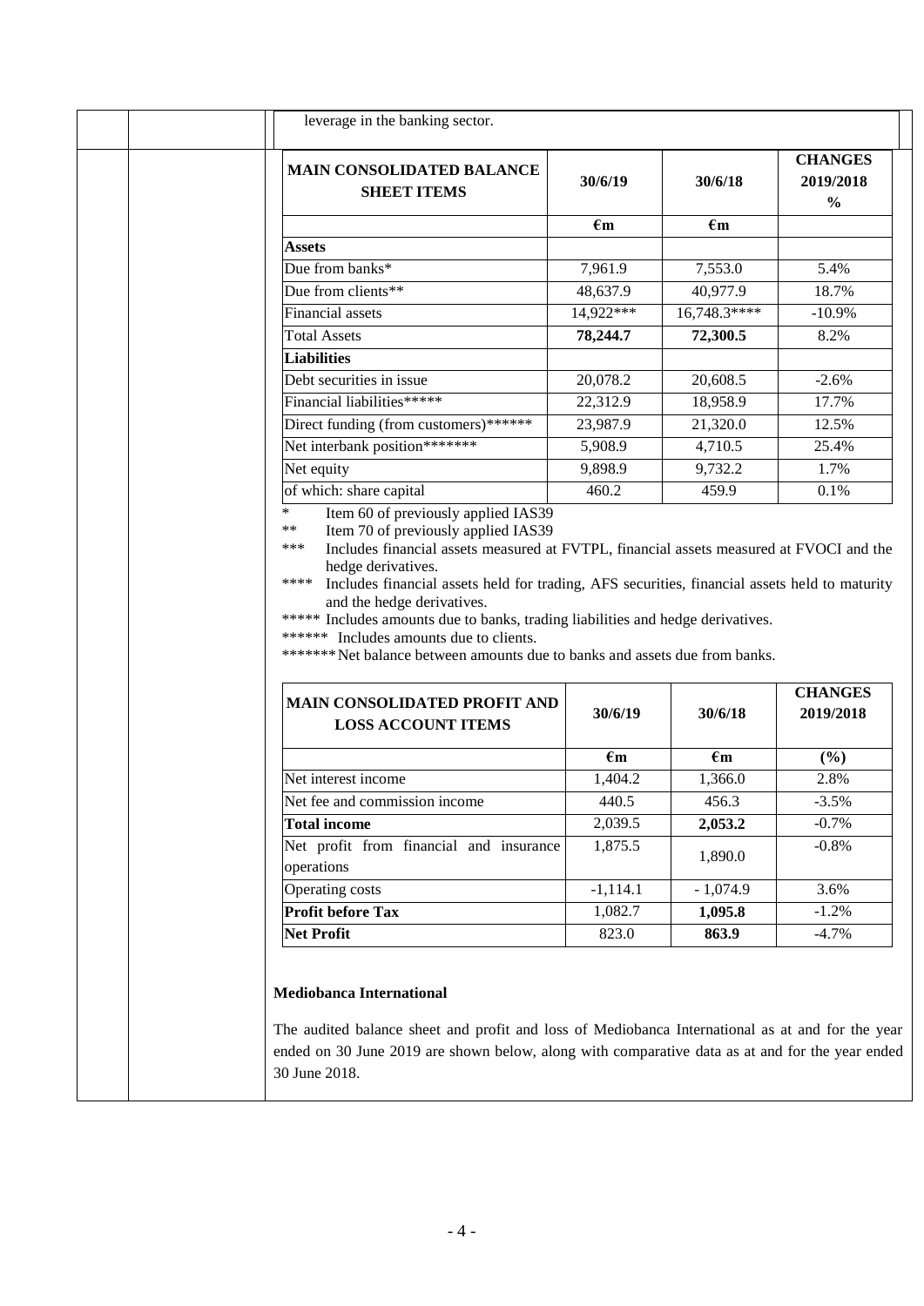leverage in the banking sector.

| MAIN CONSOLIDATED BALANCE SHEET ITEMS | 30/6/19 | 30/6/18 | CHANGES 2019/2018 % |
|---|---|---|---|
| | €m | €m | |
| **Assets** | | | |
| Due from banks* | 7,961.9 | 7,553.0 | 5.4% |
| Due from clients** | 48,637.9 | 40,977.9 | 18.7% |
| Financial assets | 14,922*** | 16,748.3**** | -10.9% |
| Total Assets | **78,244.7** | **72,300.5** | 8.2% |
| **Liabilities** | | | |
| Debt securities in issue | 20,078.2 | 20,608.5 | -2.6% |
| Financial liabilities***** | 22,312.9 | 18,958.9 | 17.7% |
| Direct funding (from customers)****** | 23,987.9 | 21,320.0 | 12.5% |
| Net interbank position******* | 5,908.9 | 4,710.5 | 25.4% |
| Net equity | 9,898.9 | 9,732.2 | 1.7% |
| of which: share capital | 460.2 | 459.9 | 0.1% |

\* Item 60 of previously applied IAS39

** Item 70 of previously applied IAS39

*** Includes financial assets measured at FVTPL, financial assets measured at FVOCI and the hedge derivatives.

**** Includes financial assets held for trading, AFS securities, financial assets held to maturity and the hedge derivatives.

***** Includes amounts due to banks, trading liabilities and hedge derivatives.

****** Includes amounts due to clients.

******* Net balance between amounts due to banks and assets due from banks.

| MAIN CONSOLIDATED PROFIT AND LOSS ACCOUNT ITEMS | 30/6/19 | 30/6/18 | CHANGES 2019/2018 |
|---|---|---|---|
| | €m | €m | (%) |
| Net interest income | 1,404.2 | 1,366.0 | 2.8% |
| Net fee and commission income | 440.5 | 456.3 | -3.5% |
| **Total income** | 2,039.5 | **2,053.2** | -0.7% |
| Net profit from financial and insurance operations | 1,875.5 | 1,890.0 | -0.8% |
| Operating costs | -1,114.1 | - 1,074.9 | 3.6% |
| **Profit before Tax** | 1,082.7 | **1,095.8** | -1.2% |
| **Net Profit** | 823.0 | **863.9** | -4.7% |

**Mediobanca International**

The audited balance sheet and profit and loss of Mediobanca International as at and for the year ended on 30 June 2019 are shown below, along with comparative data as at and for the year ended 30 June 2018.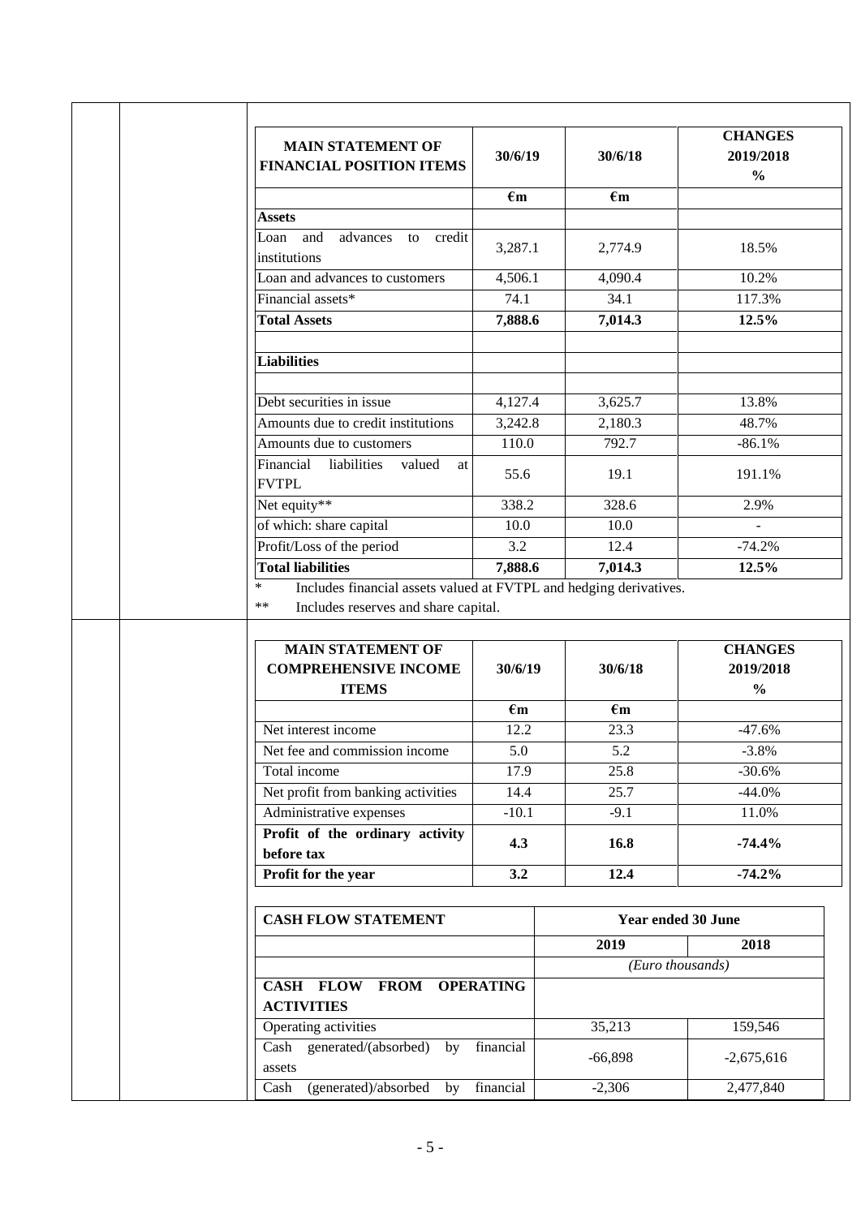| MAIN STATEMENT OF FINANCIAL POSITION ITEMS | 30/6/19 | 30/6/18 | CHANGES 2019/2018 % |
|---|---|---|---|
| | €m | €m | |
| **Assets** | | | |
| Loan and advances to credit institutions | 3,287.1 | 2,774.9 | 18.5% |
| Loan and advances to customers | 4,506.1 | 4,090.4 | 10.2% |
| Financial assets* | 74.1 | 34.1 | 117.3% |
| **Total Assets** | **7,888.6** | **7,014.3** | **12.5%** |
| | | | |
| **Liabilities** | | | |
| | | | |
| Debt securities in issue | 4,127.4 | 3,625.7 | 13.8% |
| Amounts due to credit institutions | 3,242.8 | 2,180.3 | 48.7% |
| Amounts due to customers | 110.0 | 792.7 | -86.1% |
| Financial liabilities valued at FVTPL | 55.6 | 19.1 | 191.1% |
| Net equity** | 338.2 | 328.6 | 2.9% |
| of which: share capital | 10.0 | 10.0 | - |
| Profit/Loss of the period | 3.2 | 12.4 | -74.2% |
| **Total liabilities** | **7,888.6** | **7,014.3** | **12.5%** |

\* Includes financial assets valued at FVTPL and hedging derivatives.

\*\* Includes reserves and share capital.

| MAIN STATEMENT OF COMPREHENSIVE INCOME ITEMS | 30/6/19 | 30/6/18 | CHANGES 2019/2018 % |
|---|---|---|---|
| | €m | €m | |
| Net interest income | 12.2 | 23.3 | -47.6% |
| Net fee and commission income | 5.0 | 5.2 | -3.8% |
| Total income | 17.9 | 25.8 | -30.6% |
| Net profit from banking activities | 14.4 | 25.7 | -44.0% |
| Administrative expenses | -10.1 | -9.1 | 11.0% |
| **Profit of the ordinary activity before tax** | **4.3** | **16.8** | **-74.4%** |
| **Profit for the year** | **3.2** | **12.4** | **-74.2%** |

| CASH FLOW STATEMENT | Year ended 30 June | |
|---|---|---|
| | 2019 | 2018 |
| | *(Euro thousands)* | |
| **CASH FLOW FROM OPERATING ACTIVITIES** | | |
| Operating activities | 35,213 | 159,546 |
| Cash generated/(absorbed) by financial assets | -66,898 | -2,675,616 |
| Cash (generated)/absorbed by financial | -2,306 | 2,477,840 |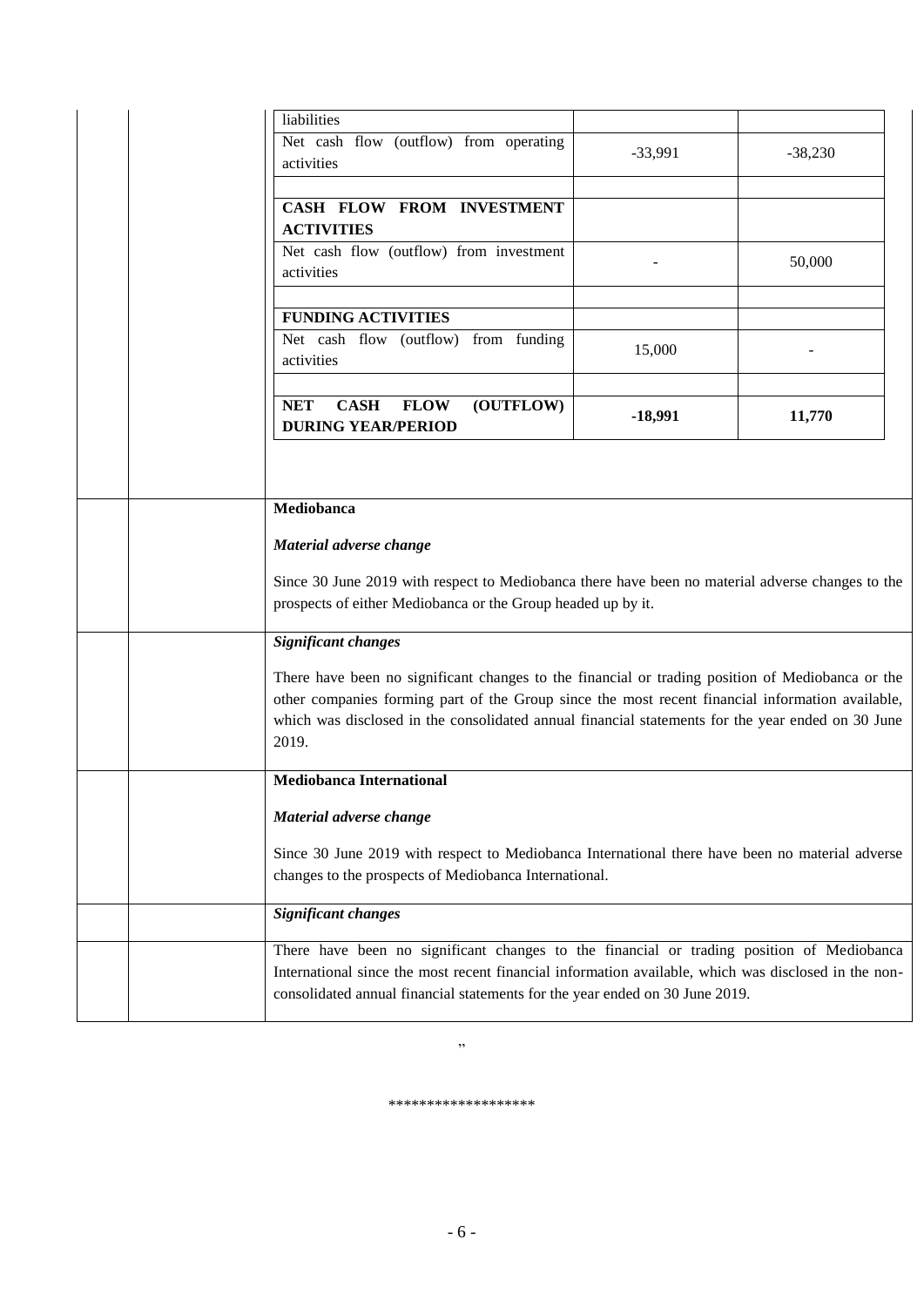| | | |
|---|---|---|
| liabilities | | |
| Net cash flow (outflow) from operating activities | -33,991 | -38,230 |
| | | |
| **CASH FLOW FROM INVESTMENT ACTIVITIES** | | |
| Net cash flow (outflow) from investment activities | - | 50,000 |
| | | |
| **FUNDING ACTIVITIES** | | |
| Net cash flow (outflow) from funding activities | 15,000 | - |
| | | |
| **NET CASH FLOW (OUTFLOW) DURING YEAR/PERIOD** | **-18,991** | **11,770** |

**Mediobanca**

***Material adverse change***

Since 30 June 2019 with respect to Mediobanca there have been no material adverse changes to the prospects of either Mediobanca or the Group headed up by it.

***Significant changes***

There have been no significant changes to the financial or trading position of Mediobanca or the other companies forming part of the Group since the most recent financial information available, which was disclosed in the consolidated annual financial statements for the year ended on 30 June 2019.

**Mediobanca International**

***Material adverse change***

Since 30 June 2019 with respect to Mediobanca International there have been no material adverse changes to the prospects of Mediobanca International.

***Significant changes***

There have been no significant changes to the financial or trading position of Mediobanca International since the most recent financial information available, which was disclosed in the non-consolidated annual financial statements for the year ended on 30 June 2019.

"

*******************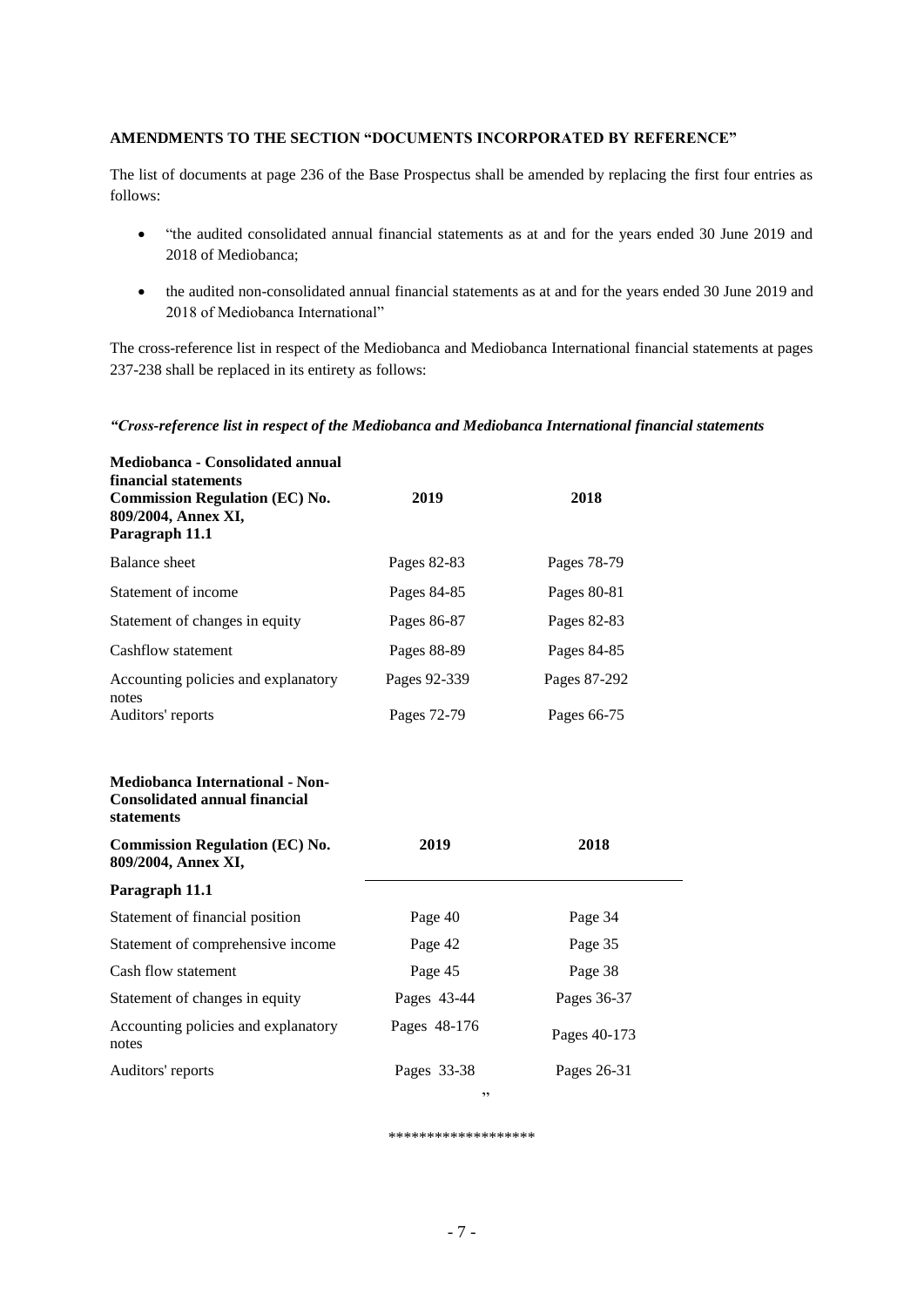**AMENDMENTS TO THE SECTION "DOCUMENTS INCORPORATED BY REFERENCE"**

The list of documents at page 236 of the Base Prospectus shall be amended by replacing the first four entries as follows:

- "the audited consolidated annual financial statements as at and for the years ended 30 June 2019 and 2018 of Mediobanca;
- the audited non-consolidated annual financial statements as at and for the years ended 30 June 2019 and 2018 of Mediobanca International"

The cross-reference list in respect of the Mediobanca and Mediobanca International financial statements at pages 237-238 shall be replaced in its entirety as follows:

***"Cross-reference list in respect of the Mediobanca and Mediobanca International financial statements***

| **Mediobanca - Consolidated annual financial statements Commission Regulation (EC) No. 809/2004, Annex XI, Paragraph 11.1** | **2019** | **2018** |
|---|---|---|
| Balance sheet | Pages 82-83 | Pages 78-79 |
| Statement of income | Pages 84-85 | Pages 80-81 |
| Statement of changes in equity | Pages 86-87 | Pages 82-83 |
| Cashflow statement | Pages 88-89 | Pages 84-85 |
| Accounting policies and explanatory notes | Pages 92-339 | Pages 87-292 |
| Auditors' reports | Pages 72-79 | Pages 66-75 |

**Mediobanca International - Non-Consolidated annual financial statements**

| **Commission Regulation (EC) No. 809/2004, Annex XI, Paragraph 11.1** | **2019** | **2018** |
|---|---|---|
| Statement of financial position | Page 40 | Page 34 |
| Statement of comprehensive income | Page 42 | Page 35 |
| Cash flow statement | Page 45 | Page 38 |
| Statement of changes in equity | Pages 43-44 | Pages 36-37 |
| Accounting policies and explanatory notes | Pages 48-176 | Pages 40-173 |
| Auditors' reports | Pages 33-38 | Pages 26-31 |

"

*******************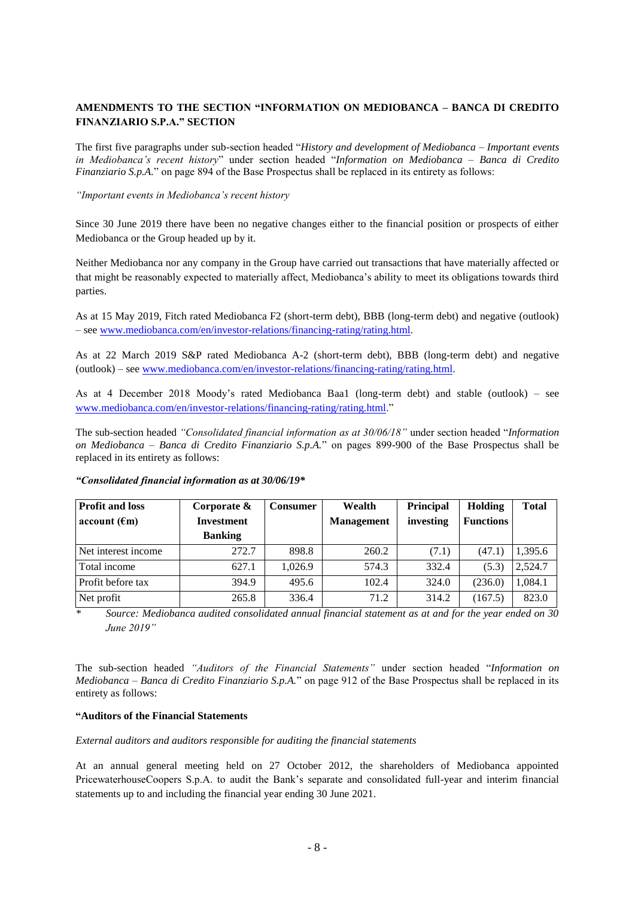## AMENDMENTS TO THE SECTION "INFORMATION ON MEDIOBANCA – BANCA DI CREDITO FINANZIARIO S.P.A." SECTION

The first five paragraphs under sub-section headed "*History and development of Mediobanca – Important events in Mediobanca's recent history*" under section headed "*Information on Mediobanca – Banca di Credito Finanziario S.p.A.*" on page 894 of the Base Prospectus shall be replaced in its entirety as follows:

*"Important events in Mediobanca's recent history*

Since 30 June 2019 there have been no negative changes either to the financial position or prospects of either Mediobanca or the Group headed up by it.

Neither Mediobanca nor any company in the Group have carried out transactions that have materially affected or that might be reasonably expected to materially affect, Mediobanca's ability to meet its obligations towards third parties.

As at 15 May 2019, Fitch rated Mediobanca F2 (short-term debt), BBB (long-term debt) and negative (outlook) – see www.mediobanca.com/en/investor-relations/financing-rating/rating.html.

As at 22 March 2019 S&P rated Mediobanca A-2 (short-term debt), BBB (long-term debt) and negative (outlook) – see www.mediobanca.com/en/investor-relations/financing-rating/rating.html.

As at 4 December 2018 Moody's rated Mediobanca Baa1 (long-term debt) and stable (outlook) – see www.mediobanca.com/en/investor-relations/financing-rating/rating.html."

The sub-section headed *"Consolidated financial information as at 30/06/18"* under section headed "*Information on Mediobanca – Banca di Credito Finanziario S.p.A.*" on pages 899-900 of the Base Prospectus shall be replaced in its entirety as follows:

***"Consolidated financial information as at 30/06/19****

| Profit and loss account (€m) | Corporate & Investment Banking | Consumer | Wealth Management | Principal investing | Holding Functions | Total |
|---|---|---|---|---|---|---|
| Net interest income | 272.7 | 898.8 | 260.2 | (7.1) | (47.1) | 1,395.6 |
| Total income | 627.1 | 1,026.9 | 574.3 | 332.4 | (5.3) | 2,524.7 |
| Profit before tax | 394.9 | 495.6 | 102.4 | 324.0 | (236.0) | 1,084.1 |
| Net profit | 265.8 | 336.4 | 71.2 | 314.2 | (167.5) | 823.0 |

\* *Source: Mediobanca audited consolidated annual financial statement as at and for the year ended on 30 June 2019"*

The sub-section headed *"Auditors of the Financial Statements"* under section headed "*Information on Mediobanca – Banca di Credito Finanziario S.p.A.*" on page 912 of the Base Prospectus shall be replaced in its entirety as follows:

**"Auditors of the Financial Statements**

*External auditors and auditors responsible for auditing the financial statements*

At an annual general meeting held on 27 October 2012, the shareholders of Mediobanca appointed PricewaterhouseCoopers S.p.A. to audit the Bank's separate and consolidated full-year and interim financial statements up to and including the financial year ending 30 June 2021.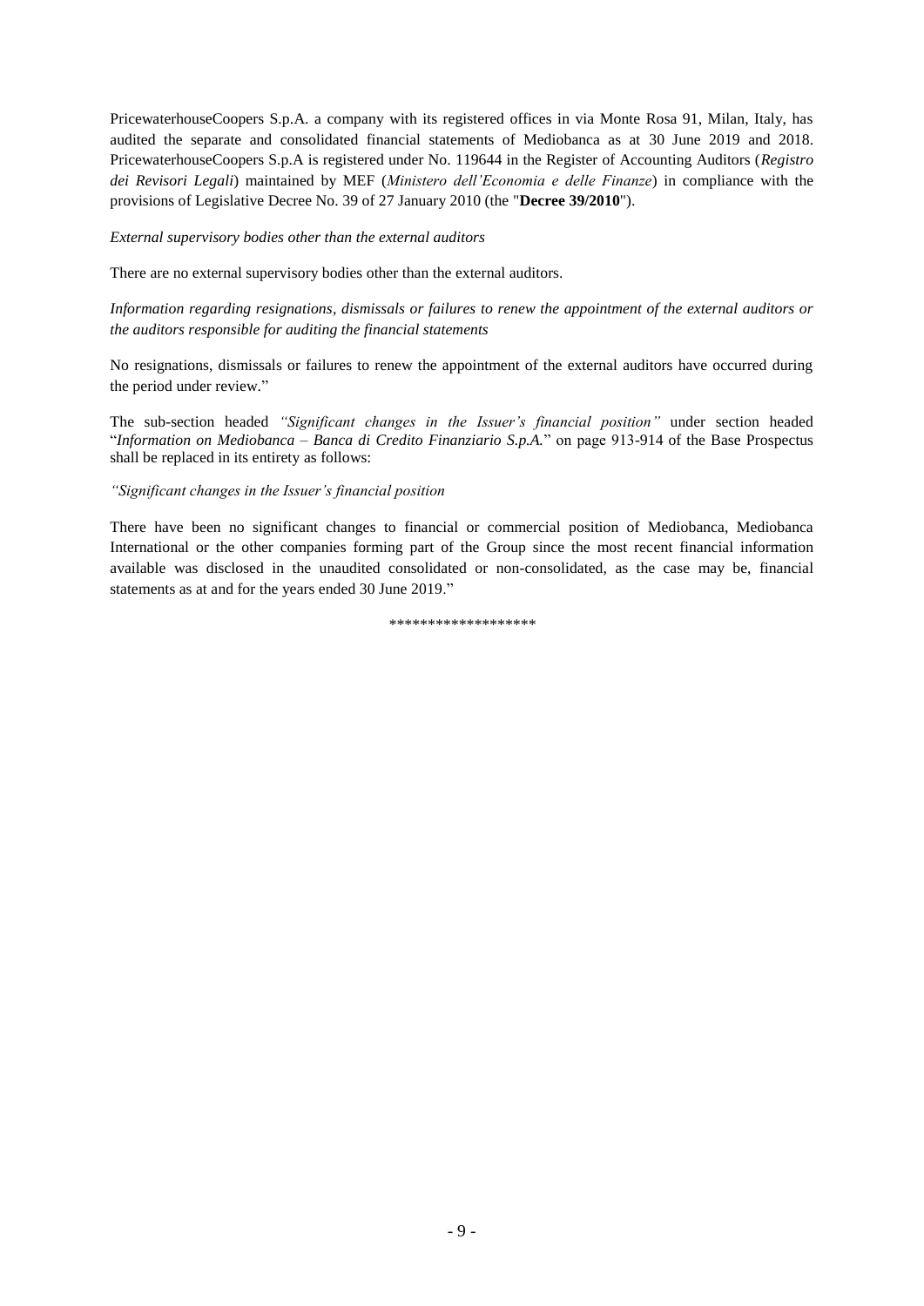PricewaterhouseCoopers S.p.A. a company with its registered offices in via Monte Rosa 91, Milan, Italy, has audited the separate and consolidated financial statements of Mediobanca as at 30 June 2019 and 2018. PricewaterhouseCoopers S.p.A is registered under No. 119644 in the Register of Accounting Auditors (*Registro dei Revisori Legali*) maintained by MEF (*Ministero dell'Economia e delle Finanze*) in compliance with the provisions of Legislative Decree No. 39 of 27 January 2010 (the "**Decree 39/2010**").

*External supervisory bodies other than the external auditors*

There are no external supervisory bodies other than the external auditors.

*Information regarding resignations, dismissals or failures to renew the appointment of the external auditors or the auditors responsible for auditing the financial statements*

No resignations, dismissals or failures to renew the appointment of the external auditors have occurred during the period under review."

The sub-section headed *"Significant changes in the Issuer's financial position"* under section headed "*Information on Mediobanca – Banca di Credito Finanziario S.p.A.*" on page 913-914 of the Base Prospectus shall be replaced in its entirety as follows:

*"Significant changes in the Issuer's financial position*

There have been no significant changes to financial or commercial position of Mediobanca, Mediobanca International or the other companies forming part of the Group since the most recent financial information available was disclosed in the unaudited consolidated or non-consolidated, as the case may be, financial statements as at and for the years ended 30 June 2019."

\*\*\*\*\*\*\*\*\*\*\*\*\*\*\*\*\*\*\*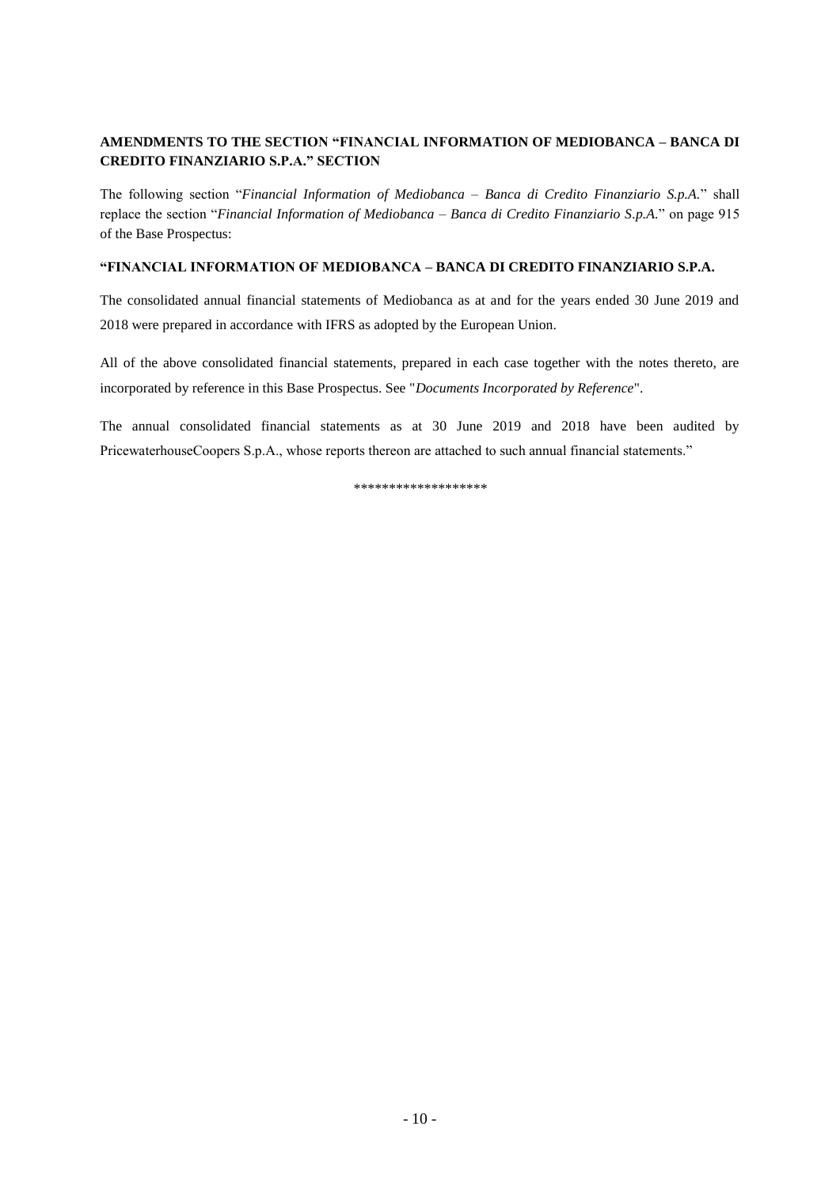## AMENDMENTS TO THE SECTION "FINANCIAL INFORMATION OF MEDIOBANCA – BANCA DI CREDITO FINANZIARIO S.P.A." SECTION

The following section "*Financial Information of Mediobanca – Banca di Credito Finanziario S.p.A.*" shall replace the section "*Financial Information of Mediobanca – Banca di Credito Finanziario S.p.A.*" on page 915 of the Base Prospectus:

**"FINANCIAL INFORMATION OF MEDIOBANCA – BANCA DI CREDITO FINANZIARIO S.P.A.**

The consolidated annual financial statements of Mediobanca as at and for the years ended 30 June 2019 and 2018 were prepared in accordance with IFRS as adopted by the European Union.

All of the above consolidated financial statements, prepared in each case together with the notes thereto, are incorporated by reference in this Base Prospectus. See "*Documents Incorporated by Reference*".

The annual consolidated financial statements as at 30 June 2019 and 2018 have been audited by PricewaterhouseCoopers S.p.A., whose reports thereon are attached to such annual financial statements."

*******************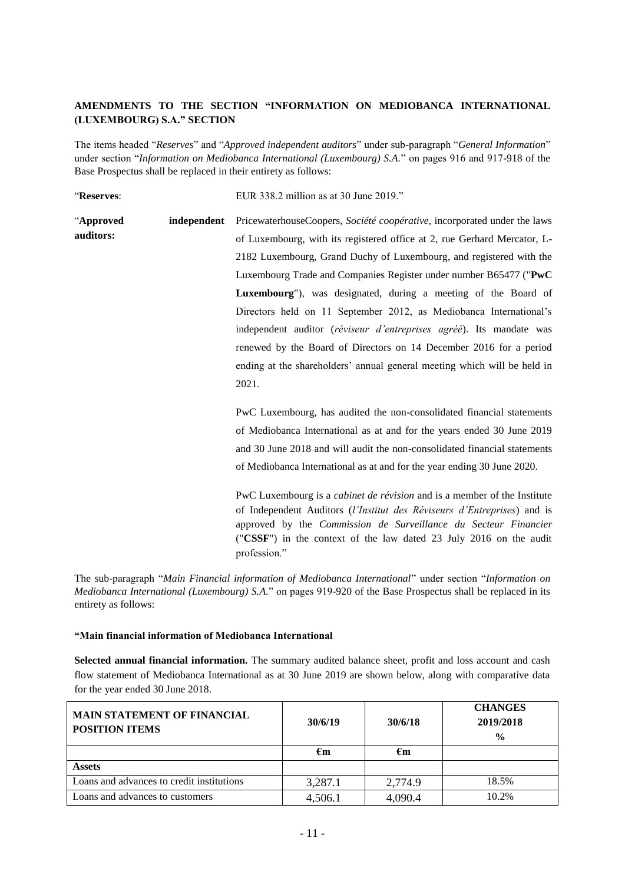**AMENDMENTS TO THE SECTION "INFORMATION ON MEDIOBANCA INTERNATIONAL (LUXEMBOURG) S.A." SECTION**

The items headed "*Reserves*" and "*Approved independent auditors*" under sub-paragraph "*General Information*" under section "*Information on Mediobanca International (Luxembourg) S.A.*" on pages 916 and 917-918 of the Base Prospectus shall be replaced in their entirety as follows:

"**Reserves**: EUR 338.2 million as at 30 June 2019."

"**Approved independent auditors:** PricewaterhouseCoopers, *Société coopérative*, incorporated under the laws of Luxembourg, with its registered office at 2, rue Gerhard Mercator, L-2182 Luxembourg, Grand Duchy of Luxembourg, and registered with the Luxembourg Trade and Companies Register under number B65477 ("**PwC Luxembourg**"), was designated, during a meeting of the Board of Directors held on 11 September 2012, as Mediobanca International's independent auditor (*réviseur d'entreprises agréé*). Its mandate was renewed by the Board of Directors on 14 December 2016 for a period ending at the shareholders' annual general meeting which will be held in 2021.

PwC Luxembourg, has audited the non-consolidated financial statements of Mediobanca International as at and for the years ended 30 June 2019 and 30 June 2018 and will audit the non-consolidated financial statements of Mediobanca International as at and for the year ending 30 June 2020.

PwC Luxembourg is a *cabinet de révision* and is a member of the Institute of Independent Auditors (*l'Institut des Réviseurs d'Entreprises*) and is approved by the *Commission de Surveillance du Secteur Financier* ("**CSSF**") in the context of the law dated 23 July 2016 on the audit profession."

The sub-paragraph "*Main Financial information of Mediobanca International*" under section "*Information on Mediobanca International (Luxembourg) S.A.*" on pages 919-920 of the Base Prospectus shall be replaced in its entirety as follows:

**"Main financial information of Mediobanca International**

**Selected annual financial information.** The summary audited balance sheet, profit and loss account and cash flow statement of Mediobanca International as at 30 June 2019 are shown below, along with comparative data for the year ended 30 June 2018.

| MAIN STATEMENT OF FINANCIAL POSITION ITEMS | 30/6/19 | 30/6/18 | CHANGES 2019/2018 % |
|---|---|---|---|
| | €m | €m | |
| **Assets** | | | |
| Loans and advances to credit institutions | 3,287.1 | 2,774.9 | 18.5% |
| Loans and advances to customers | 4,506.1 | 4,090.4 | 10.2% |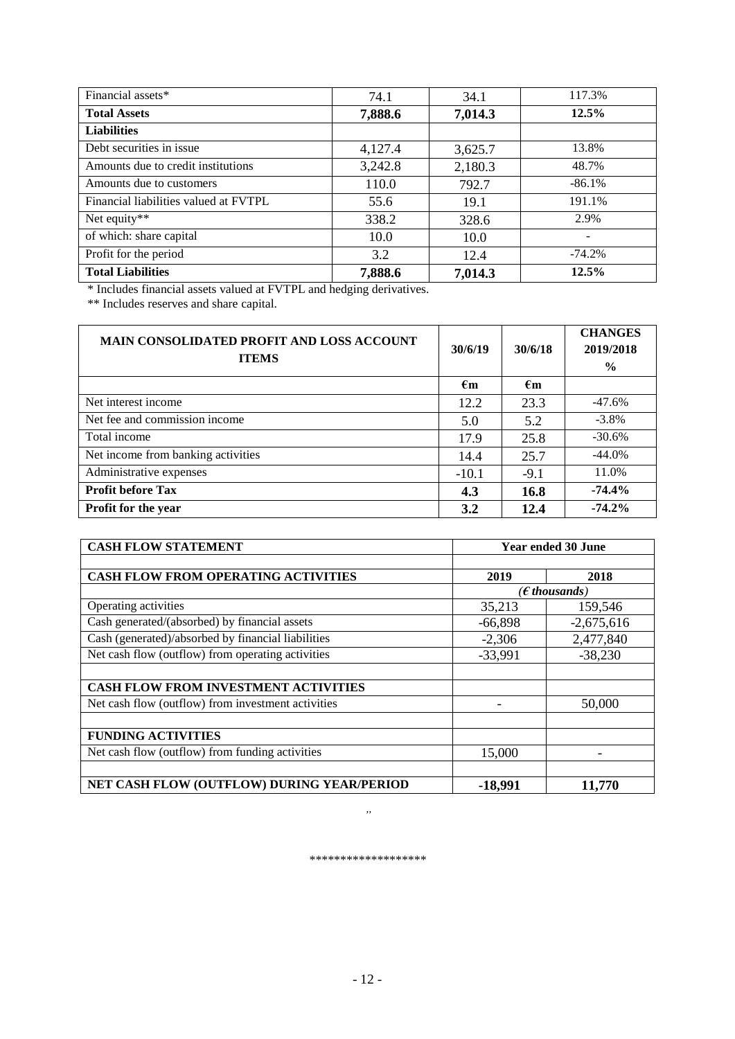| | | | |
|---|---|---|---|
| Financial assets* | 74.1 | 34.1 | 117.3% |
| **Total Assets** | **7,888.6** | **7,014.3** | **12.5%** |
| **Liabilities** | | | |
| Debt securities in issue | 4,127.4 | 3,625.7 | 13.8% |
| Amounts due to credit institutions | 3,242.8 | 2,180.3 | 48.7% |
| Amounts due to customers | 110.0 | 792.7 | -86.1% |
| Financial liabilities valued at FVTPL | 55.6 | 19.1 | 191.1% |
| Net equity** | 338.2 | 328.6 | 2.9% |
| of which: share capital | 10.0 | 10.0 | - |
| Profit for the period | 3.2 | 12.4 | -74.2% |
| **Total Liabilities** | **7,888.6** | **7,014.3** | **12.5%** |

\* Includes financial assets valued at FVTPL and hedging derivatives.

** Includes reserves and share capital.

| **MAIN CONSOLIDATED PROFIT AND LOSS ACCOUNT ITEMS** | **30/6/19** | **30/6/18** | **CHANGES 2019/2018 %** |
|---|---|---|---|
| | **€m** | **€m** | |
| Net interest income | 12.2 | 23.3 | -47.6% |
| Net fee and commission income | 5.0 | 5.2 | -3.8% |
| Total income | 17.9 | 25.8 | -30.6% |
| Net income from banking activities | 14.4 | 25.7 | -44.0% |
| Administrative expenses | -10.1 | -9.1 | 11.0% |
| **Profit before Tax** | **4.3** | **16.8** | **-74.4%** |
| **Profit for the year** | **3.2** | **12.4** | **-74.2%** |

| **CASH FLOW STATEMENT** | **Year ended 30 June** | |
|---|---|---|
| | | |
| **CASH FLOW FROM OPERATING ACTIVITIES** | **2019** | **2018** |
| | *(€ thousands)* | |
| Operating activities | 35,213 | 159,546 |
| Cash generated/(absorbed) by financial assets | -66,898 | -2,675,616 |
| Cash (generated)/absorbed by financial liabilities | -2,306 | 2,477,840 |
| Net cash flow (outflow) from operating activities | -33,991 | -38,230 |
| | | |
| **CASH FLOW FROM INVESTMENT ACTIVITIES** | | |
| Net cash flow (outflow) from investment activities | - | 50,000 |
| | | |
| **FUNDING ACTIVITIES** | | |
| Net cash flow (outflow) from funding activities | 15,000 | - |
| | | |
| **NET CASH FLOW (OUTFLOW) DURING YEAR/PERIOD** | **-18,991** | **11,770** |

"

*******************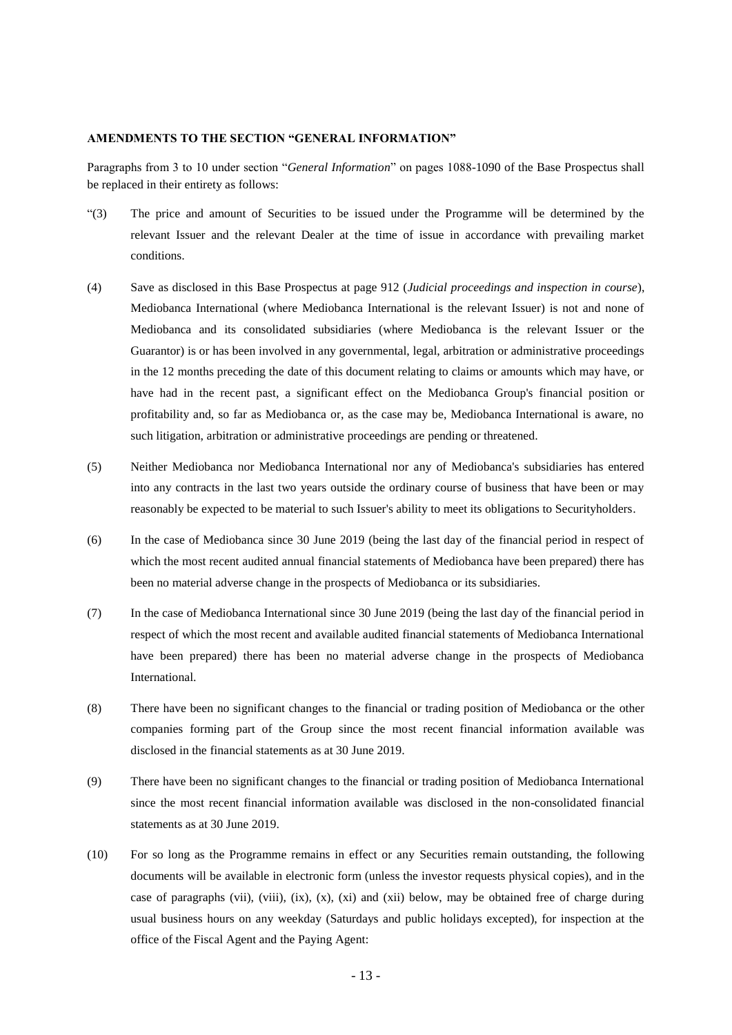**AMENDMENTS TO THE SECTION "GENERAL INFORMATION"**

Paragraphs from 3 to 10 under section "*General Information*" on pages 1088-1090 of the Base Prospectus shall be replaced in their entirety as follows:

"(3) The price and amount of Securities to be issued under the Programme will be determined by the relevant Issuer and the relevant Dealer at the time of issue in accordance with prevailing market conditions.

(4) Save as disclosed in this Base Prospectus at page 912 (*Judicial proceedings and inspection in course*), Mediobanca International (where Mediobanca International is the relevant Issuer) is not and none of Mediobanca and its consolidated subsidiaries (where Mediobanca is the relevant Issuer or the Guarantor) is or has been involved in any governmental, legal, arbitration or administrative proceedings in the 12 months preceding the date of this document relating to claims or amounts which may have, or have had in the recent past, a significant effect on the Mediobanca Group's financial position or profitability and, so far as Mediobanca or, as the case may be, Mediobanca International is aware, no such litigation, arbitration or administrative proceedings are pending or threatened.

(5) Neither Mediobanca nor Mediobanca International nor any of Mediobanca's subsidiaries has entered into any contracts in the last two years outside the ordinary course of business that have been or may reasonably be expected to be material to such Issuer's ability to meet its obligations to Securityholders.

(6) In the case of Mediobanca since 30 June 2019 (being the last day of the financial period in respect of which the most recent audited annual financial statements of Mediobanca have been prepared) there has been no material adverse change in the prospects of Mediobanca or its subsidiaries.

(7) In the case of Mediobanca International since 30 June 2019 (being the last day of the financial period in respect of which the most recent and available audited financial statements of Mediobanca International have been prepared) there has been no material adverse change in the prospects of Mediobanca International.

(8) There have been no significant changes to the financial or trading position of Mediobanca or the other companies forming part of the Group since the most recent financial information available was disclosed in the financial statements as at 30 June 2019.

(9) There have been no significant changes to the financial or trading position of Mediobanca International since the most recent financial information available was disclosed in the non-consolidated financial statements as at 30 June 2019.

(10) For so long as the Programme remains in effect or any Securities remain outstanding, the following documents will be available in electronic form (unless the investor requests physical copies), and in the case of paragraphs (vii), (viii), (ix), (x), (xi) and (xii) below, may be obtained free of charge during usual business hours on any weekday (Saturdays and public holidays excepted), for inspection at the office of the Fiscal Agent and the Paying Agent: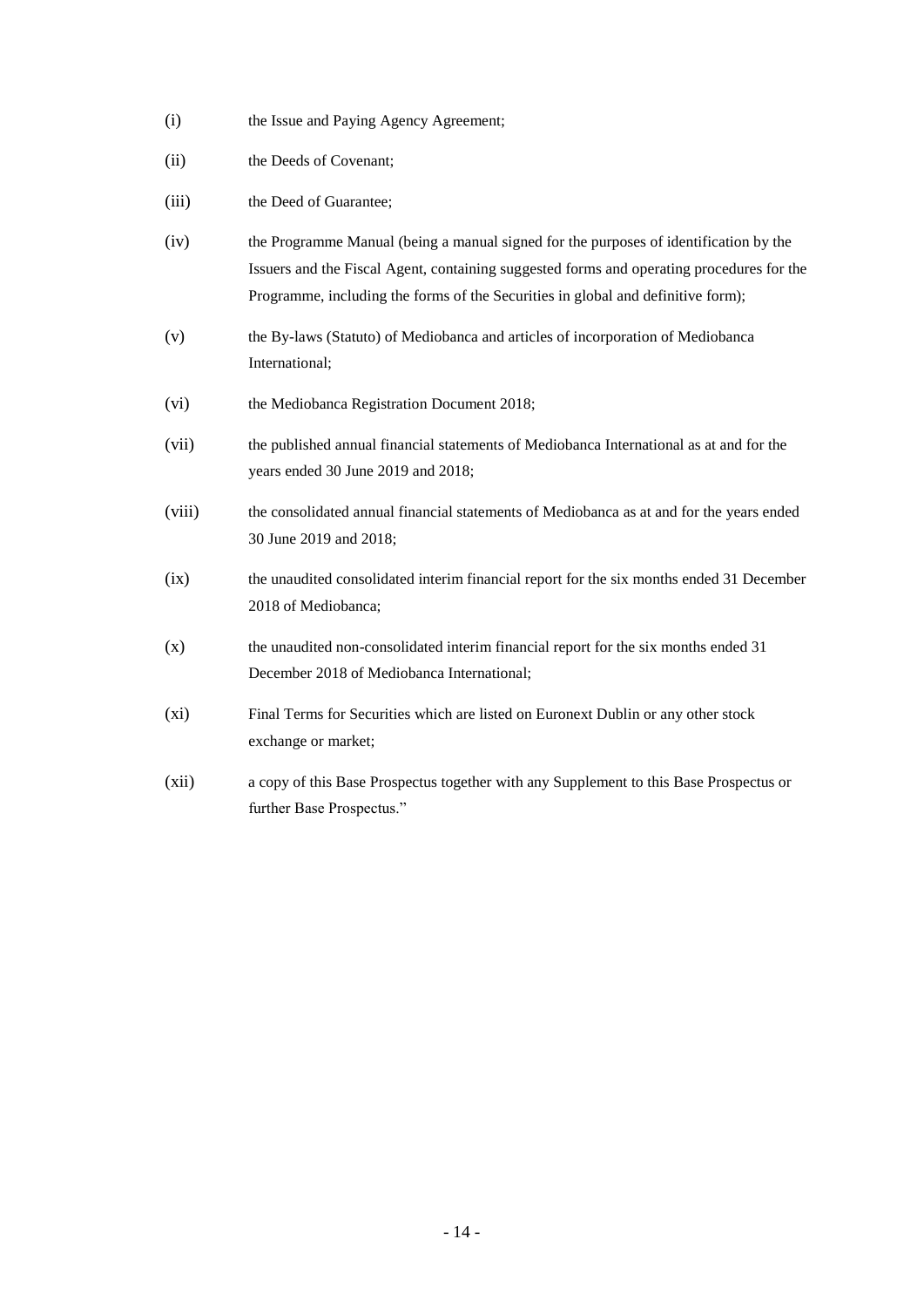(i) the Issue and Paying Agency Agreement;

(ii) the Deeds of Covenant;

(iii) the Deed of Guarantee;

(iv) the Programme Manual (being a manual signed for the purposes of identification by the Issuers and the Fiscal Agent, containing suggested forms and operating procedures for the Programme, including the forms of the Securities in global and definitive form);

(v) the By-laws (Statuto) of Mediobanca and articles of incorporation of Mediobanca International;

(vi) the Mediobanca Registration Document 2018;

(vii) the published annual financial statements of Mediobanca International as at and for the years ended 30 June 2019 and 2018;

(viii) the consolidated annual financial statements of Mediobanca as at and for the years ended 30 June 2019 and 2018;

(ix) the unaudited consolidated interim financial report for the six months ended 31 December 2018 of Mediobanca;

(x) the unaudited non-consolidated interim financial report for the six months ended 31 December 2018 of Mediobanca International;

(xi) Final Terms for Securities which are listed on Euronext Dublin or any other stock exchange or market;

(xii) a copy of this Base Prospectus together with any Supplement to this Base Prospectus or further Base Prospectus."